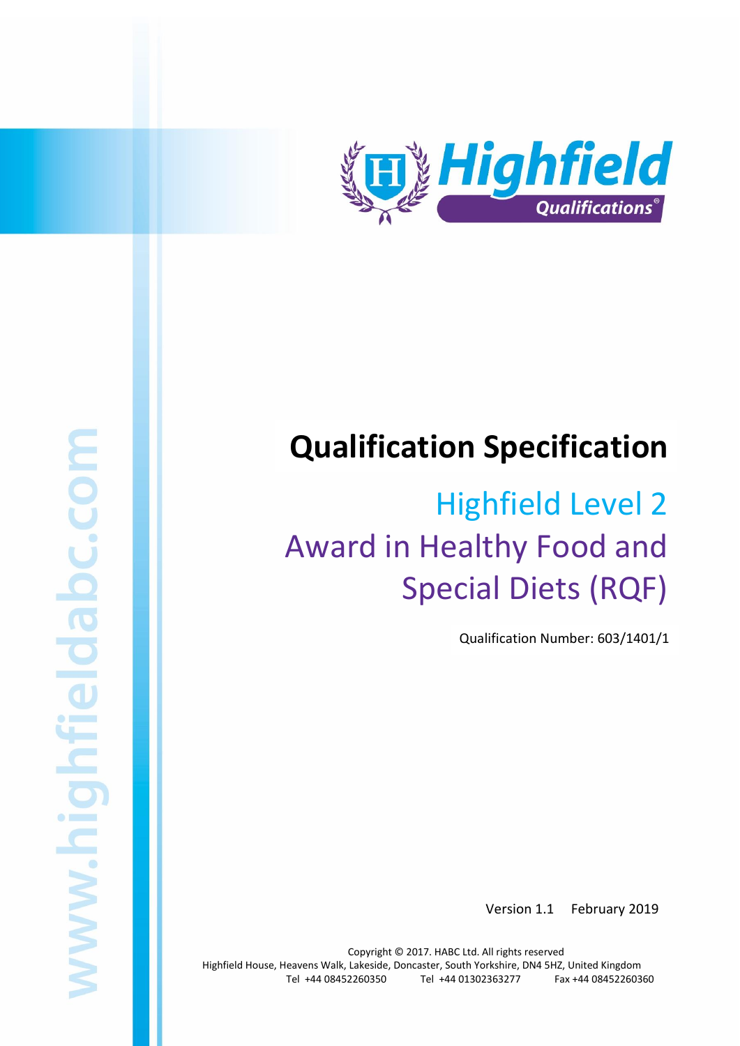Highfield Qualifications

# Qualification Specification

## Highfield Level 2 Award in Healthy Food and Special Diets (RQF)

Qualification Number: 603/1401/1

Version 1.1 February 2019

Copyright © 2017. HABC Ltd. All rights reserved
Highfield House, Heavens Walk, Lakeside, Doncaster, South Yorkshire, DN4 5HZ, United Kingdom
Tel +44 08452260350 Tel +44 01302363277 Fax +44 08452260360

www.highfieldabc.com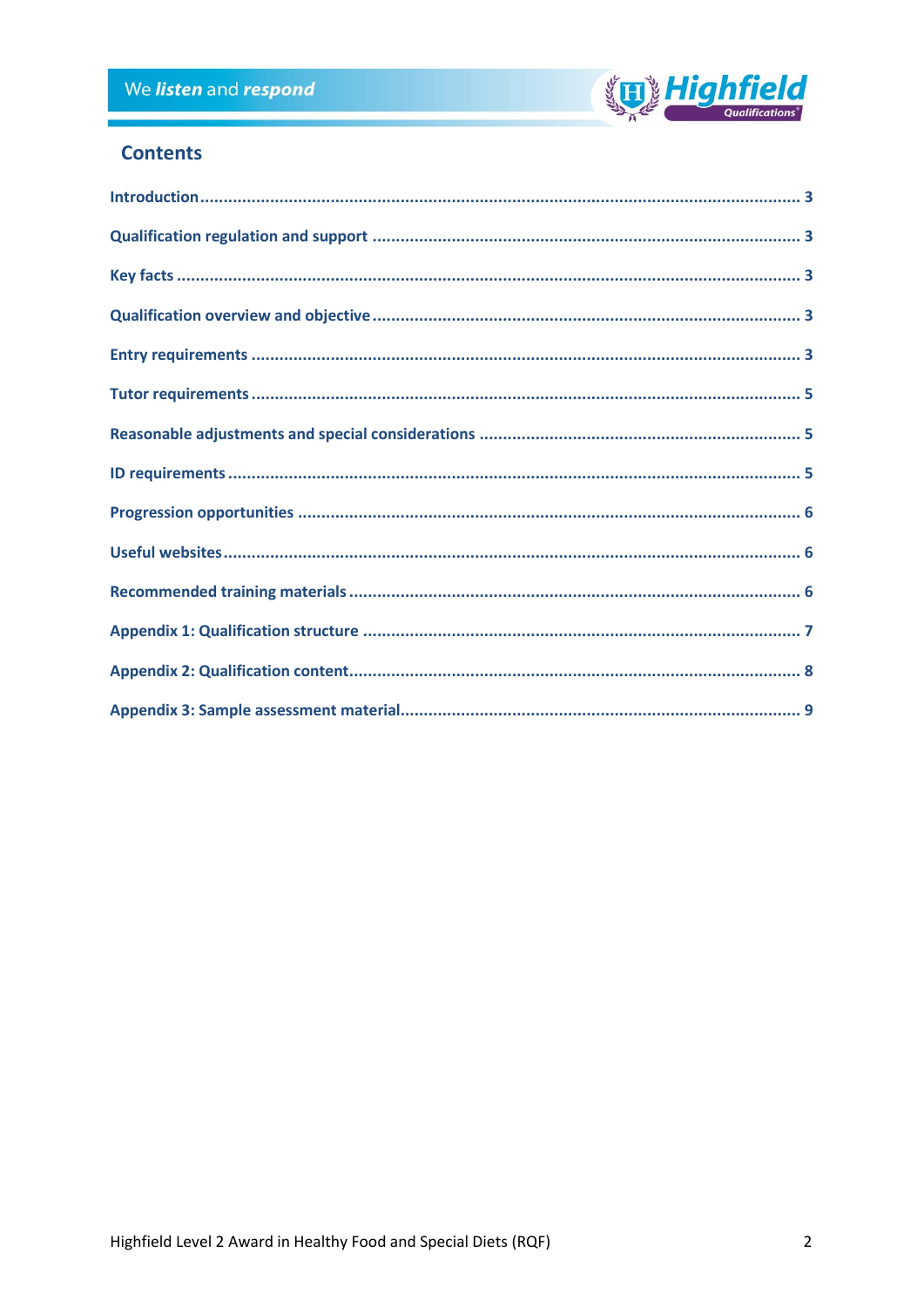## Contents

| | |
|---|---|
| Introduction | 3 |
| Qualification regulation and support | 3 |
| Key facts | 3 |
| Qualification overview and objective | 3 |
| Entry requirements | 3 |
| Tutor requirements | 5 |
| Reasonable adjustments and special considerations | 5 |
| ID requirements | 5 |
| Progression opportunities | 6 |
| Useful websites | 6 |
| Recommended training materials | 6 |
| Appendix 1: Qualification structure | 7 |
| Appendix 2: Qualification content | 8 |
| Appendix 3: Sample assessment material | 9 |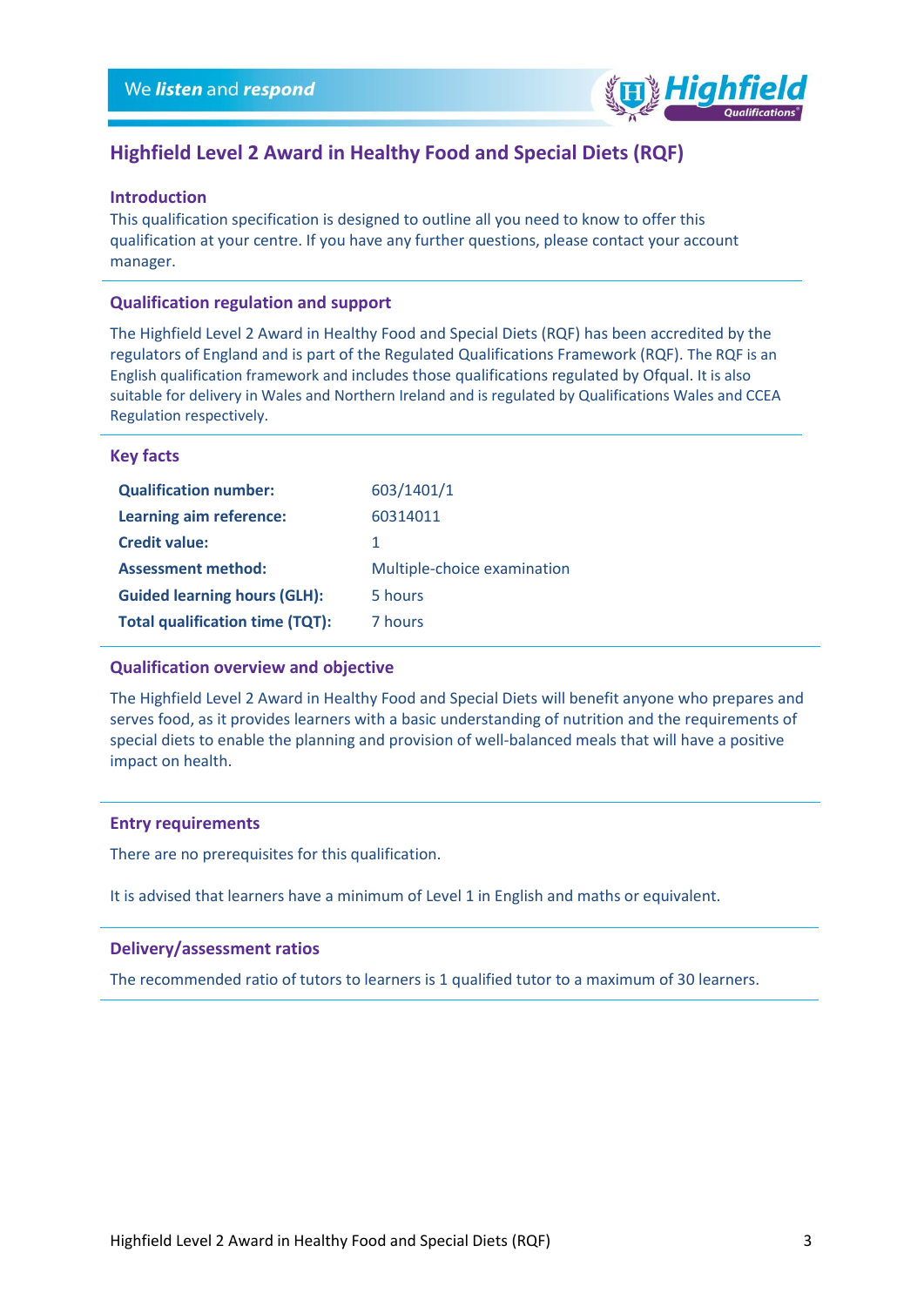# Highfield Level 2 Award in Healthy Food and Special Diets (RQF)

## Introduction

This qualification specification is designed to outline all you need to know to offer this qualification at your centre. If you have any further questions, please contact your account manager.

## Qualification regulation and support

The Highfield Level 2 Award in Healthy Food and Special Diets (RQF) has been accredited by the regulators of England and is part of the Regulated Qualifications Framework (RQF). The RQF is an English qualification framework and includes those qualifications regulated by Ofqual. It is also suitable for delivery in Wales and Northern Ireland and is regulated by Qualifications Wales and CCEA Regulation respectively.

## Key facts

| | |
|---|---|
| **Qualification number:** | 603/1401/1 |
| **Learning aim reference:** | 60314011 |
| **Credit value:** | 1 |
| **Assessment method:** | Multiple-choice examination |
| **Guided learning hours (GLH):** | 5 hours |
| **Total qualification time (TQT):** | 7 hours |

## Qualification overview and objective

The Highfield Level 2 Award in Healthy Food and Special Diets will benefit anyone who prepares and serves food, as it provides learners with a basic understanding of nutrition and the requirements of special diets to enable the planning and provision of well-balanced meals that will have a positive impact on health.

## Entry requirements

There are no prerequisites for this qualification.

It is advised that learners have a minimum of Level 1 in English and maths or equivalent.

## Delivery/assessment ratios

The recommended ratio of tutors to learners is 1 qualified tutor to a maximum of 30 learners.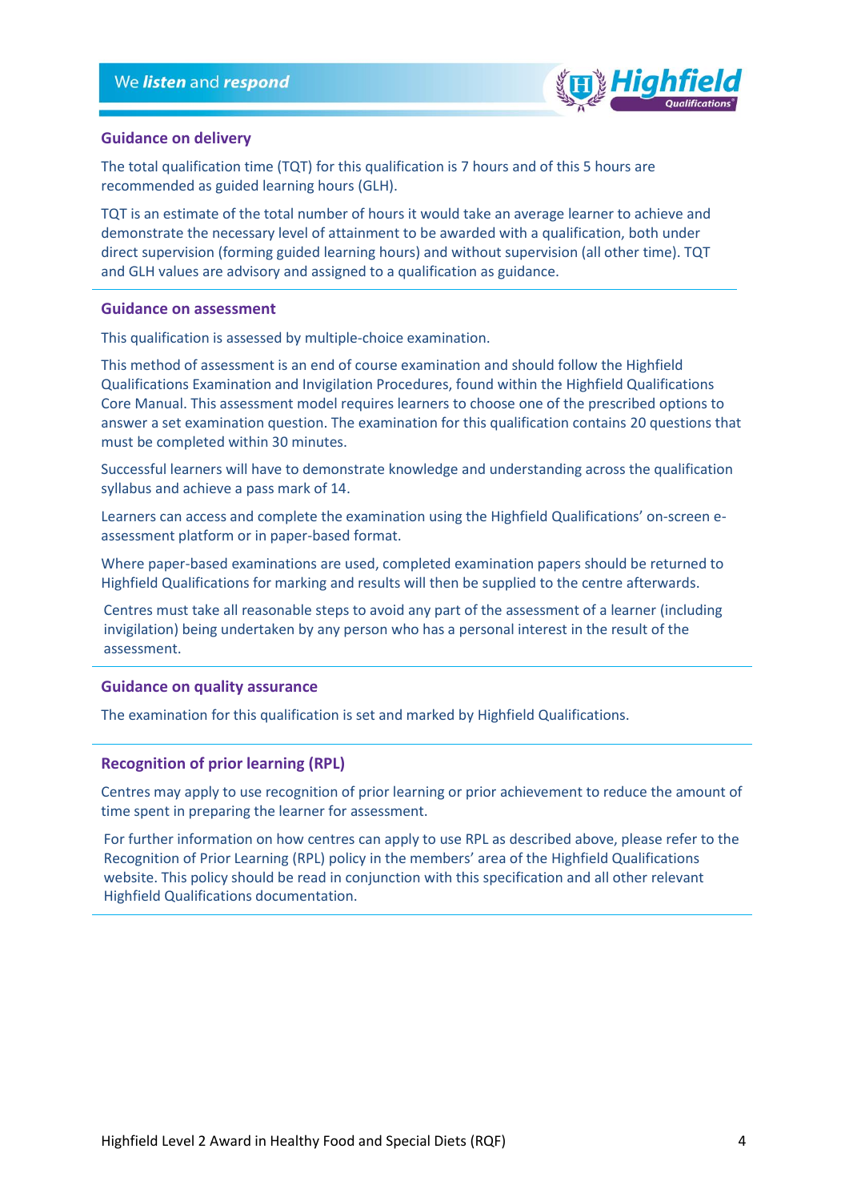## Guidance on delivery

The total qualification time (TQT) for this qualification is 7 hours and of this 5 hours are recommended as guided learning hours (GLH).

TQT is an estimate of the total number of hours it would take an average learner to achieve and demonstrate the necessary level of attainment to be awarded with a qualification, both under direct supervision (forming guided learning hours) and without supervision (all other time). TQT and GLH values are advisory and assigned to a qualification as guidance.

## Guidance on assessment

This qualification is assessed by multiple-choice examination.

This method of assessment is an end of course examination and should follow the Highfield Qualifications Examination and Invigilation Procedures, found within the Highfield Qualifications Core Manual. This assessment model requires learners to choose one of the prescribed options to answer a set examination question. The examination for this qualification contains 20 questions that must be completed within 30 minutes.

Successful learners will have to demonstrate knowledge and understanding across the qualification syllabus and achieve a pass mark of 14.

Learners can access and complete the examination using the Highfield Qualifications' on-screen e-assessment platform or in paper-based format.

Where paper-based examinations are used, completed examination papers should be returned to Highfield Qualifications for marking and results will then be supplied to the centre afterwards.

Centres must take all reasonable steps to avoid any part of the assessment of a learner (including invigilation) being undertaken by any person who has a personal interest in the result of the assessment.

## Guidance on quality assurance

The examination for this qualification is set and marked by Highfield Qualifications.

## Recognition of prior learning (RPL)

Centres may apply to use recognition of prior learning or prior achievement to reduce the amount of time spent in preparing the learner for assessment.

For further information on how centres can apply to use RPL as described above, please refer to the Recognition of Prior Learning (RPL) policy in the members' area of the Highfield Qualifications website. This policy should be read in conjunction with this specification and all other relevant Highfield Qualifications documentation.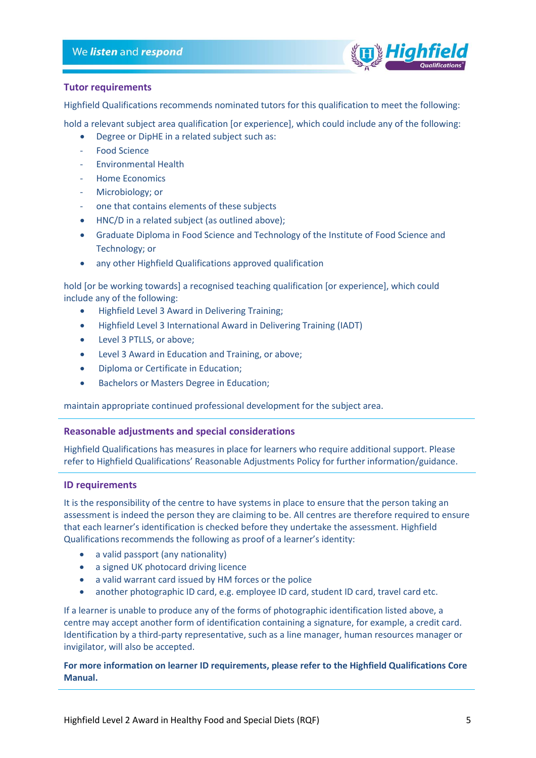## Tutor requirements

Highfield Qualifications recommends nominated tutors for this qualification to meet the following:

hold a relevant subject area qualification [or experience], which could include any of the following:

- Degree or DipHE in a related subject such as:
  - Food Science
  - Environmental Health
  - Home Economics
  - Microbiology; or
  - one that contains elements of these subjects
- HNC/D in a related subject (as outlined above);
- Graduate Diploma in Food Science and Technology of the Institute of Food Science and Technology; or
- any other Highfield Qualifications approved qualification

hold [or be working towards] a recognised teaching qualification [or experience], which could include any of the following:

- Highfield Level 3 Award in Delivering Training;
- Highfield Level 3 International Award in Delivering Training (IADT)
- Level 3 PTLLS, or above;
- Level 3 Award in Education and Training, or above;
- Diploma or Certificate in Education;
- Bachelors or Masters Degree in Education;

maintain appropriate continued professional development for the subject area.

## Reasonable adjustments and special considerations

Highfield Qualifications has measures in place for learners who require additional support. Please refer to Highfield Qualifications' Reasonable Adjustments Policy for further information/guidance.

## ID requirements

It is the responsibility of the centre to have systems in place to ensure that the person taking an assessment is indeed the person they are claiming to be. All centres are therefore required to ensure that each learner's identification is checked before they undertake the assessment. Highfield Qualifications recommends the following as proof of a learner's identity:

- a valid passport (any nationality)
- a signed UK photocard driving licence
- a valid warrant card issued by HM forces or the police
- another photographic ID card, e.g. employee ID card, student ID card, travel card etc.

If a learner is unable to produce any of the forms of photographic identification listed above, a centre may accept another form of identification containing a signature, for example, a credit card. Identification by a third-party representative, such as a line manager, human resources manager or invigilator, will also be accepted.

**For more information on learner ID requirements, please refer to the Highfield Qualifications Core Manual.**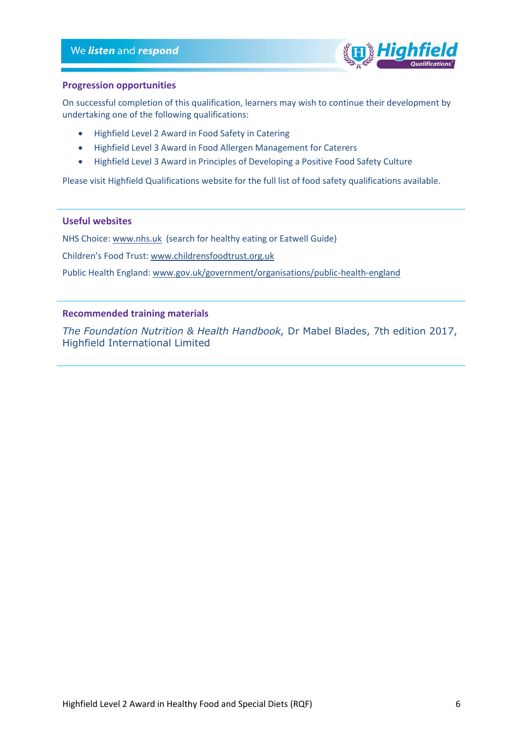## Progression opportunities

On successful completion of this qualification, learners may wish to continue their development by undertaking one of the following qualifications:

- Highfield Level 2 Award in Food Safety in Catering
- Highfield Level 3 Award in Food Allergen Management for Caterers
- Highfield Level 3 Award in Principles of Developing a Positive Food Safety Culture

Please visit Highfield Qualifications website for the full list of food safety qualifications available.

## Useful websites

NHS Choice: www.nhs.uk (search for healthy eating or Eatwell Guide)

Children's Food Trust: www.childrensfoodtrust.org.uk

Public Health England: www.gov.uk/government/organisations/public-health-england

## Recommended training materials

*The Foundation Nutrition & Health Handbook,* Dr Mabel Blades, 7th edition 2017, Highfield International Limited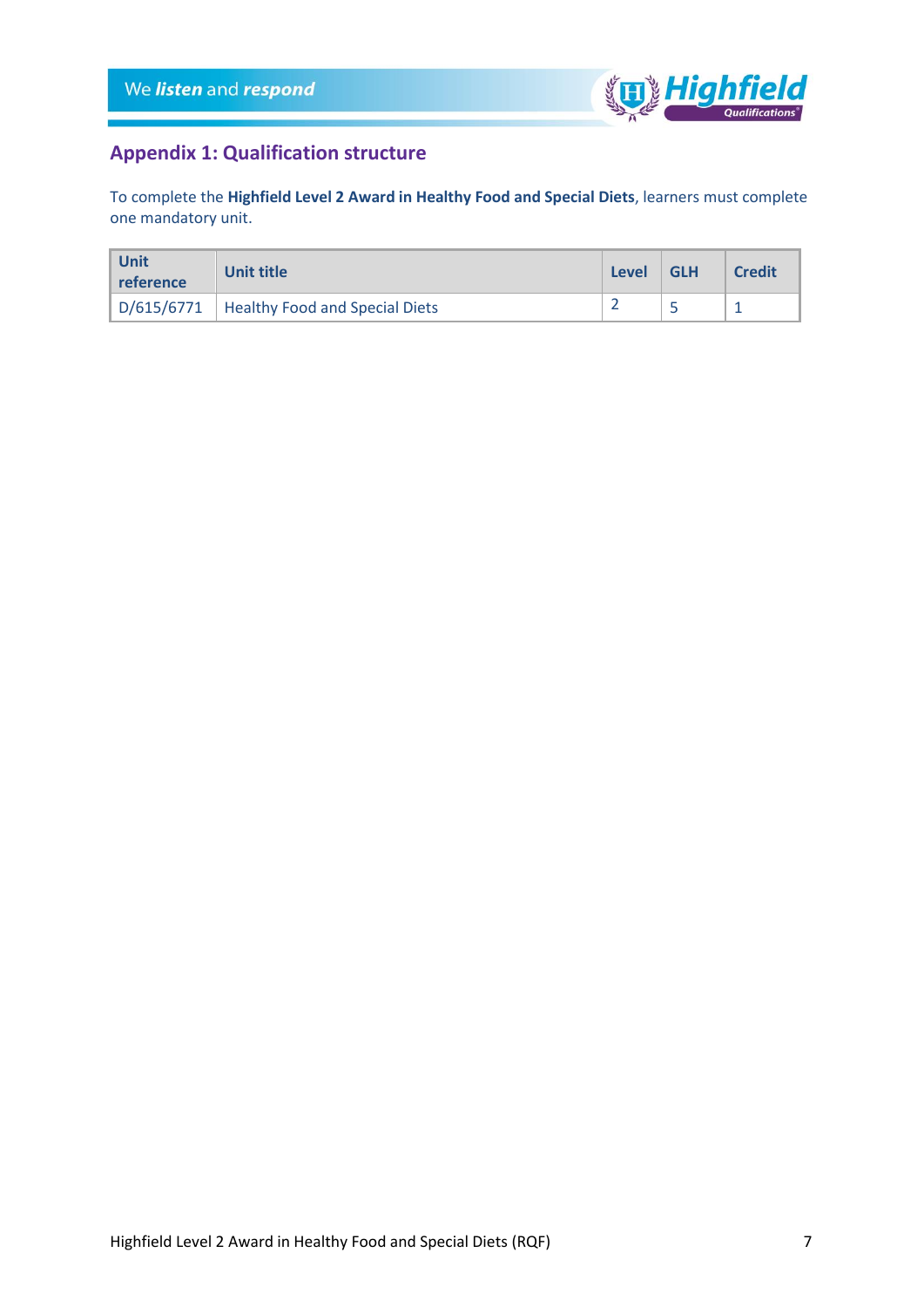## Appendix 1: Qualification structure

To complete the **Highfield Level 2 Award in Healthy Food and Special Diets**, learners must complete one mandatory unit.

| Unit reference | Unit title | Level | GLH | Credit |
|---|---|---|---|---|
| D/615/6771 | Healthy Food and Special Diets | 2 | 5 | 1 |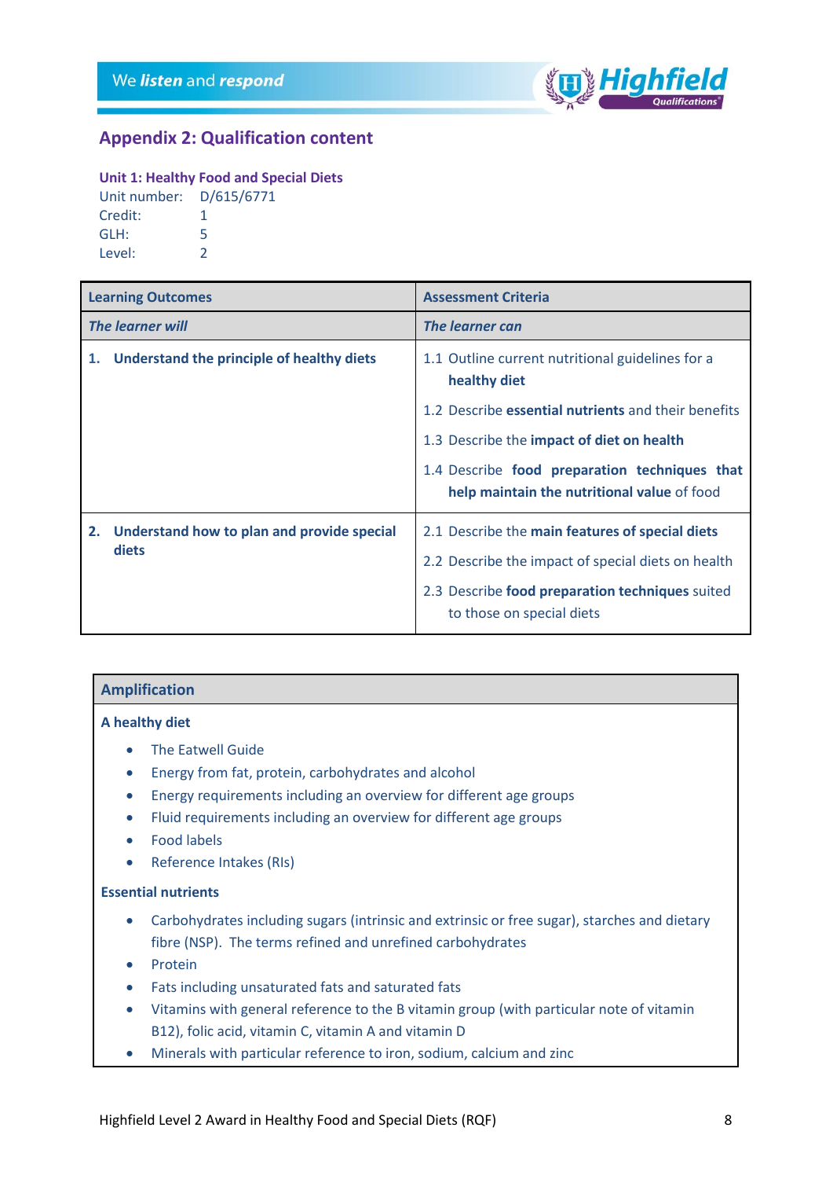## Appendix 2: Qualification content

### Unit 1: Healthy Food and Special Diets

Unit number: D/615/6771
Credit: 1
GLH: 5
Level: 2

| Learning Outcomes | Assessment Criteria |
|---|---|
| ***The learner will*** | ***The learner can*** |
| **1. Understand the principle of healthy diets** | 1.1 Outline current nutritional guidelines for a **healthy diet**<br>1.2 Describe **essential nutrients** and their benefits<br>1.3 Describe the **impact of diet on health**<br>1.4 Describe **food preparation techniques that help maintain the nutritional value** of food |
| **2. Understand how to plan and provide special diets** | 2.1 Describe the **main features of special diets**<br>2.2 Describe the impact of special diets on health<br>2.3 Describe **food preparation techniques** suited to those on special diets |

### Amplification

**A healthy diet**

- The Eatwell Guide
- Energy from fat, protein, carbohydrates and alcohol
- Energy requirements including an overview for different age groups
- Fluid requirements including an overview for different age groups
- Food labels
- Reference Intakes (RIs)

**Essential nutrients**

- Carbohydrates including sugars (intrinsic and extrinsic or free sugar), starches and dietary fibre (NSP). The terms refined and unrefined carbohydrates
- Protein
- Fats including unsaturated fats and saturated fats
- Vitamins with general reference to the B vitamin group (with particular note of vitamin B12), folic acid, vitamin C, vitamin A and vitamin D
- Minerals with particular reference to iron, sodium, calcium and zinc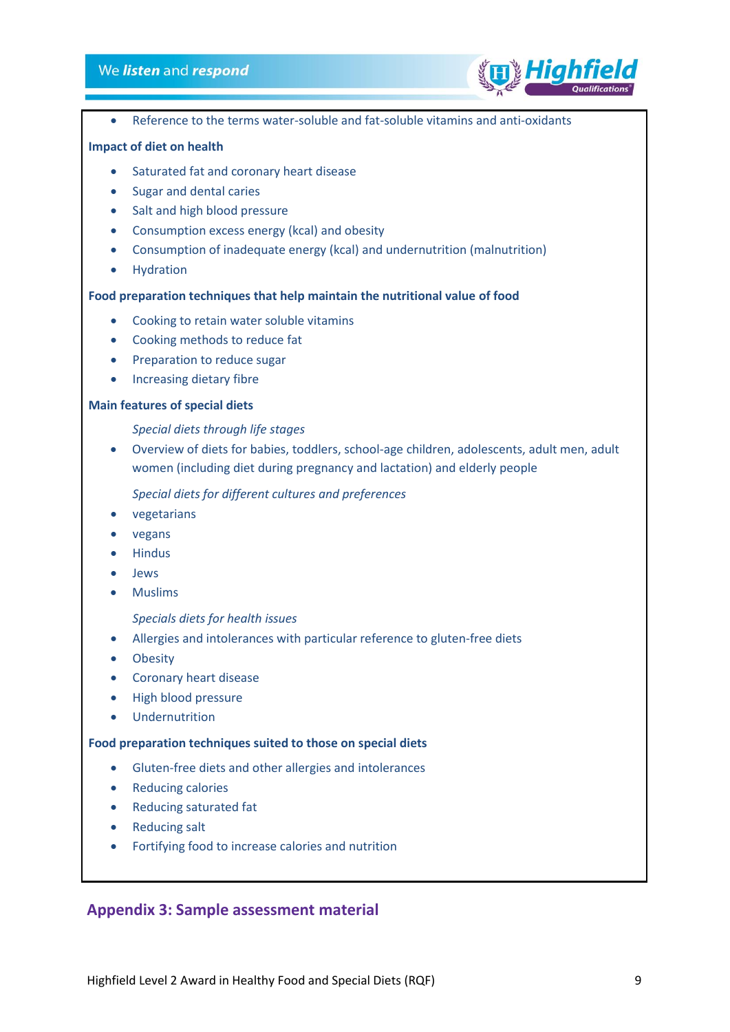- Reference to the terms water-soluble and fat-soluble vitamins and anti-oxidants

**Impact of diet on health**

- Saturated fat and coronary heart disease
- Sugar and dental caries
- Salt and high blood pressure
- Consumption excess energy (kcal) and obesity
- Consumption of inadequate energy (kcal) and undernutrition (malnutrition)
- Hydration

**Food preparation techniques that help maintain the nutritional value of food**

- Cooking to retain water soluble vitamins
- Cooking methods to reduce fat
- Preparation to reduce sugar
- Increasing dietary fibre

**Main features of special diets**

*Special diets through life stages*

- Overview of diets for babies, toddlers, school-age children, adolescents, adult men, adult women (including diet during pregnancy and lactation) and elderly people

*Special diets for different cultures and preferences*

- vegetarians
- vegans
- Hindus
- Jews
- Muslims

*Specials diets for health issues*

- Allergies and intolerances with particular reference to gluten-free diets
- Obesity
- Coronary heart disease
- High blood pressure
- Undernutrition

**Food preparation techniques suited to those on special diets**

- Gluten-free diets and other allergies and intolerances
- Reducing calories
- Reducing saturated fat
- Reducing salt
- Fortifying food to increase calories and nutrition

## Appendix 3: Sample assessment material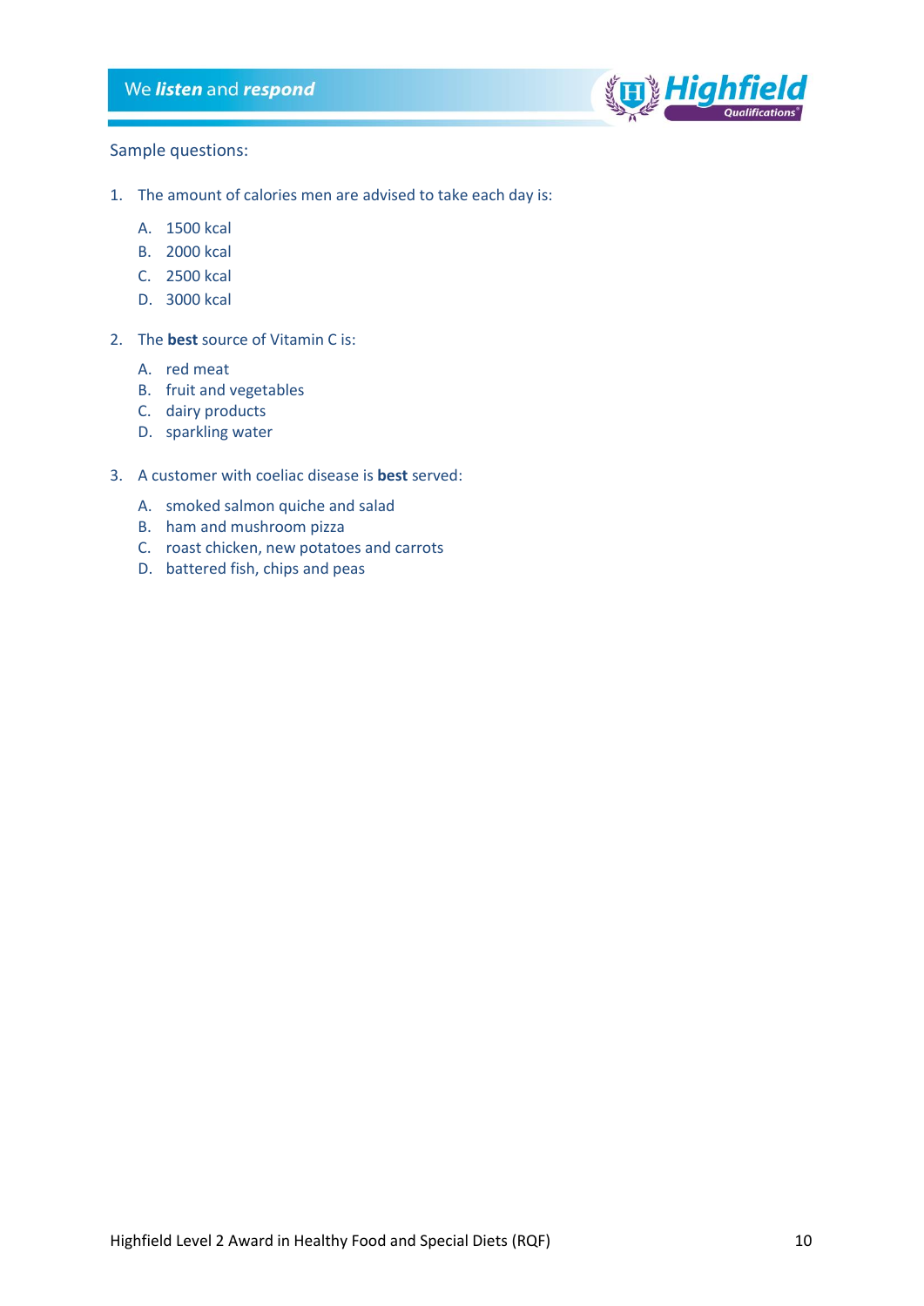Sample questions:

1. The amount of calories men are advised to take each day is:

    A. 1500 kcal
    B. 2000 kcal
    C. 2500 kcal
    D. 3000 kcal

2. The **best** source of Vitamin C is:

    A. red meat
    B. fruit and vegetables
    C. dairy products
    D. sparkling water

3. A customer with coeliac disease is **best** served:

    A. smoked salmon quiche and salad
    B. ham and mushroom pizza
    C. roast chicken, new potatoes and carrots
    D. battered fish, chips and peas